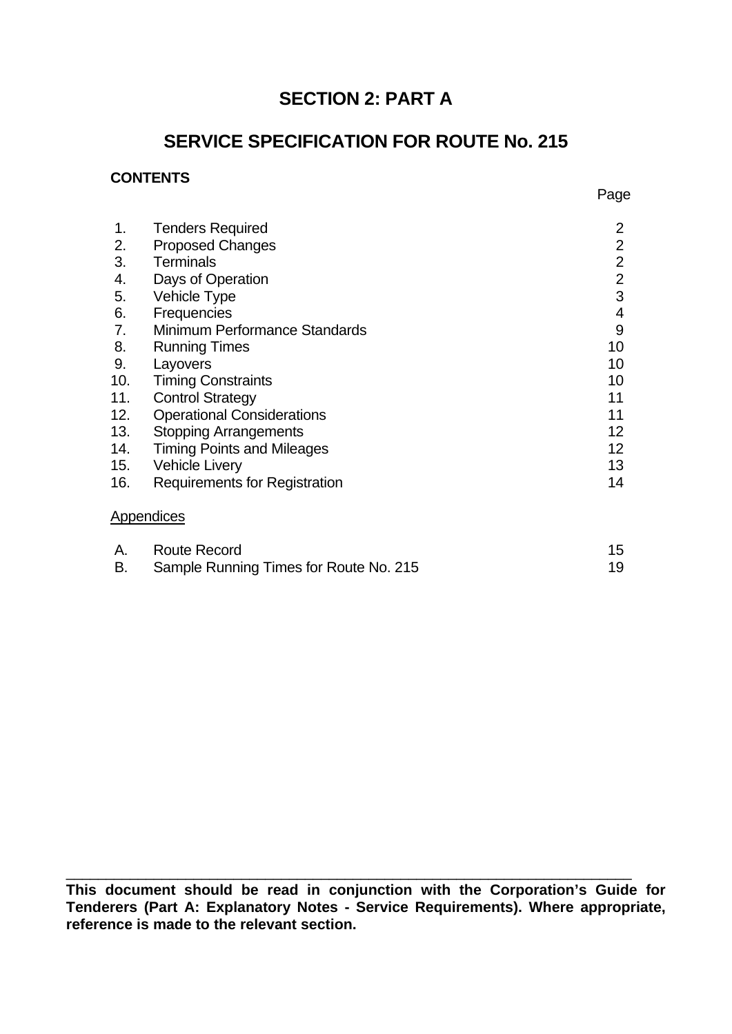# SECTION 2: PART A

# SERVICE SPECIFICATION FOR ROUTE No. 215

**CONTENTS**

| | | Page |
|---|---|---|
| 1. | Tenders Required | 2 |
| 2. | Proposed Changes | 2 |
| 3. | Terminals | 2 |
| 4. | Days of Operation | 2 |
| 5. | Vehicle Type | 3 |
| 6. | Frequencies | 4 |
| 7. | Minimum Performance Standards | 9 |
| 8. | Running Times | 10 |
| 9. | Layovers | 10 |
| 10. | Timing Constraints | 10 |
| 11. | Control Strategy | 11 |
| 12. | Operational Considerations | 11 |
| 13. | Stopping Arrangements | 12 |
| 14. | Timing Points and Mileages | 12 |
| 15. | Vehicle Livery | 13 |
| 16. | Requirements for Registration | 14 |

Appendices

| | | |
|---|---|---|
| A. | Route Record | 15 |
| B. | Sample Running Times for Route No. 215 | 19 |

---

**This document should be read in conjunction with the Corporation's Guide for Tenderers (Part A: Explanatory Notes - Service Requirements). Where appropriate, reference is made to the relevant section.**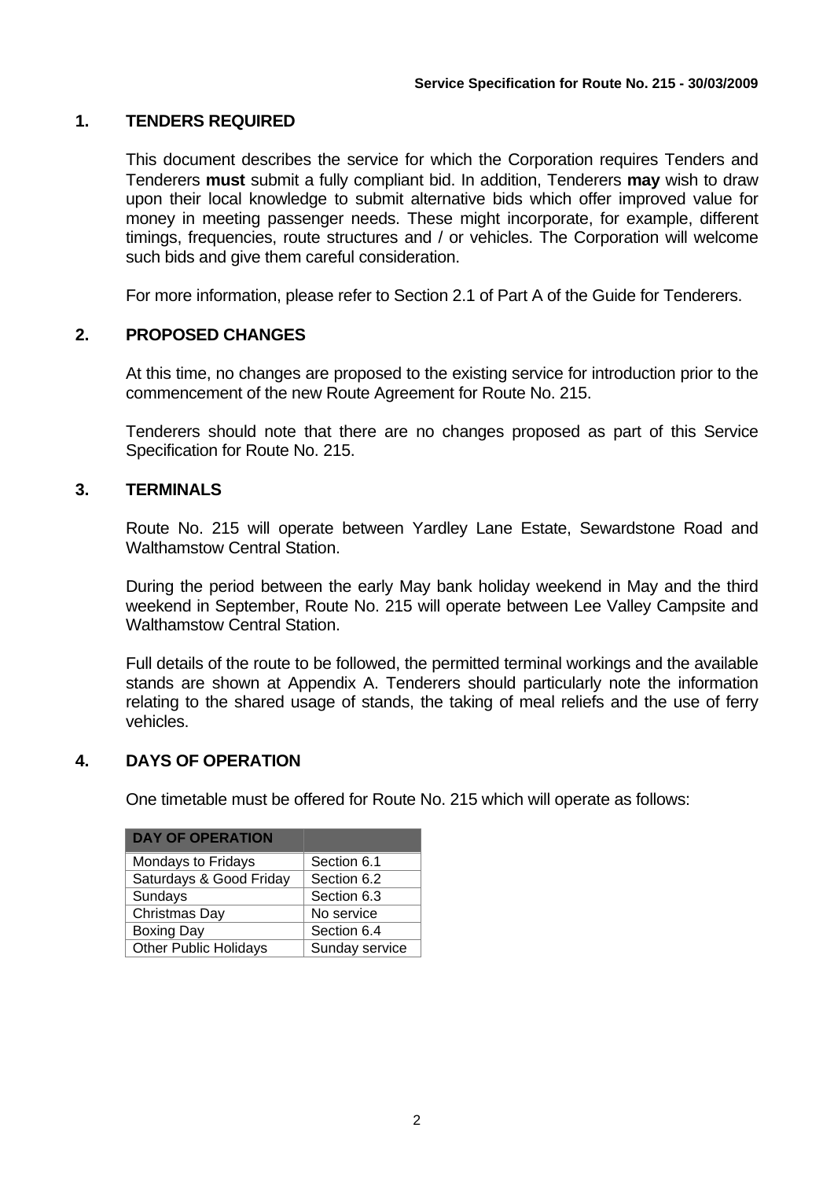## 1. TENDERS REQUIRED

This document describes the service for which the Corporation requires Tenders and Tenderers **must** submit a fully compliant bid. In addition, Tenderers **may** wish to draw upon their local knowledge to submit alternative bids which offer improved value for money in meeting passenger needs. These might incorporate, for example, different timings, frequencies, route structures and / or vehicles. The Corporation will welcome such bids and give them careful consideration.

For more information, please refer to Section 2.1 of Part A of the Guide for Tenderers.

## 2. PROPOSED CHANGES

At this time, no changes are proposed to the existing service for introduction prior to the commencement of the new Route Agreement for Route No. 215.

Tenderers should note that there are no changes proposed as part of this Service Specification for Route No. 215.

## 3. TERMINALS

Route No. 215 will operate between Yardley Lane Estate, Sewardstone Road and Walthamstow Central Station.

During the period between the early May bank holiday weekend in May and the third weekend in September, Route No. 215 will operate between Lee Valley Campsite and Walthamstow Central Station.

Full details of the route to be followed, the permitted terminal workings and the available stands are shown at Appendix A. Tenderers should particularly note the information relating to the shared usage of stands, the taking of meal reliefs and the use of ferry vehicles.

## 4. DAYS OF OPERATION

One timetable must be offered for Route No. 215 which will operate as follows:

| DAY OF OPERATION | |
|---|---|
| Mondays to Fridays | Section 6.1 |
| Saturdays & Good Friday | Section 6.2 |
| Sundays | Section 6.3 |
| Christmas Day | No service |
| Boxing Day | Section 6.4 |
| Other Public Holidays | Sunday service |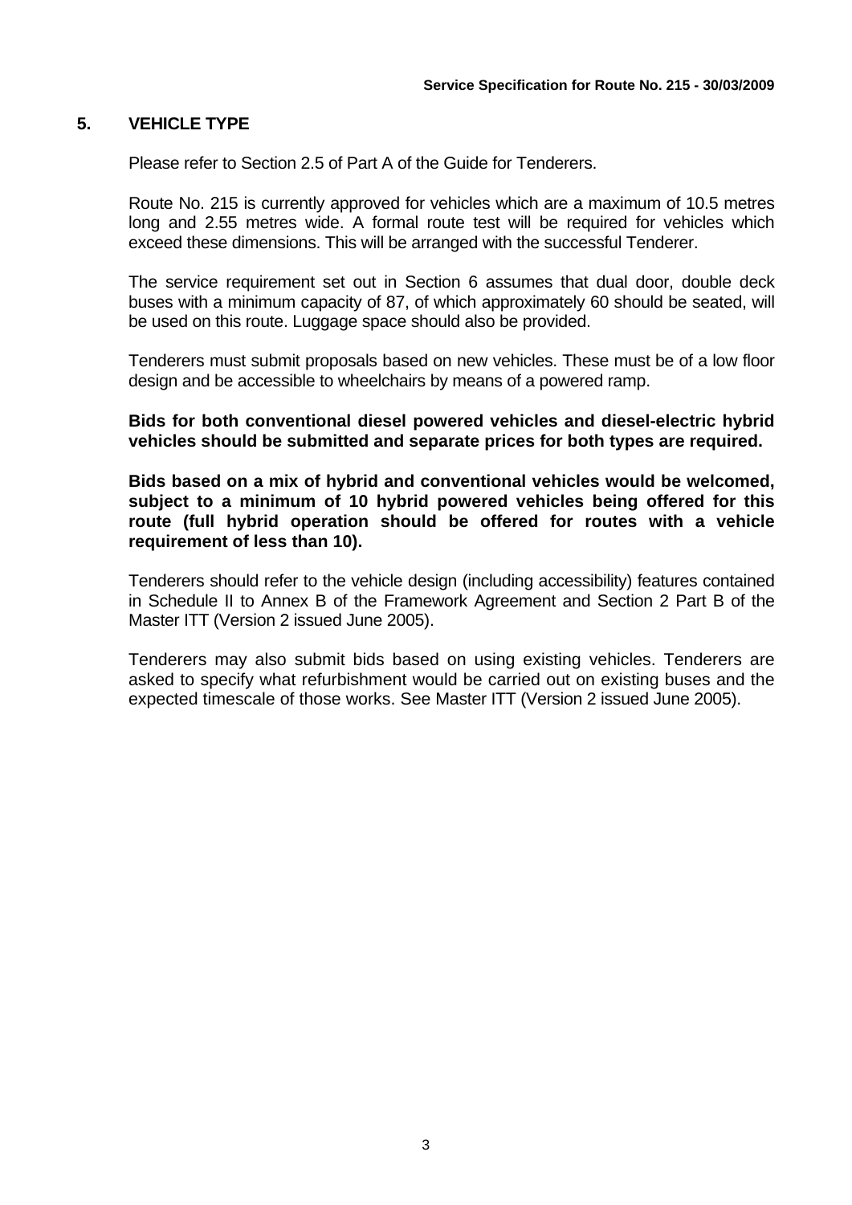## 5. VEHICLE TYPE

Please refer to Section 2.5 of Part A of the Guide for Tenderers.

Route No. 215 is currently approved for vehicles which are a maximum of 10.5 metres long and 2.55 metres wide. A formal route test will be required for vehicles which exceed these dimensions. This will be arranged with the successful Tenderer.

The service requirement set out in Section 6 assumes that dual door, double deck buses with a minimum capacity of 87, of which approximately 60 should be seated, will be used on this route. Luggage space should also be provided.

Tenderers must submit proposals based on new vehicles. These must be of a low floor design and be accessible to wheelchairs by means of a powered ramp.

**Bids for both conventional diesel powered vehicles and diesel-electric hybrid vehicles should be submitted and separate prices for both types are required.**

**Bids based on a mix of hybrid and conventional vehicles would be welcomed, subject to a minimum of 10 hybrid powered vehicles being offered for this route (full hybrid operation should be offered for routes with a vehicle requirement of less than 10).**

Tenderers should refer to the vehicle design (including accessibility) features contained in Schedule II to Annex B of the Framework Agreement and Section 2 Part B of the Master ITT (Version 2 issued June 2005).

Tenderers may also submit bids based on using existing vehicles. Tenderers are asked to specify what refurbishment would be carried out on existing buses and the expected timescale of those works. See Master ITT (Version 2 issued June 2005).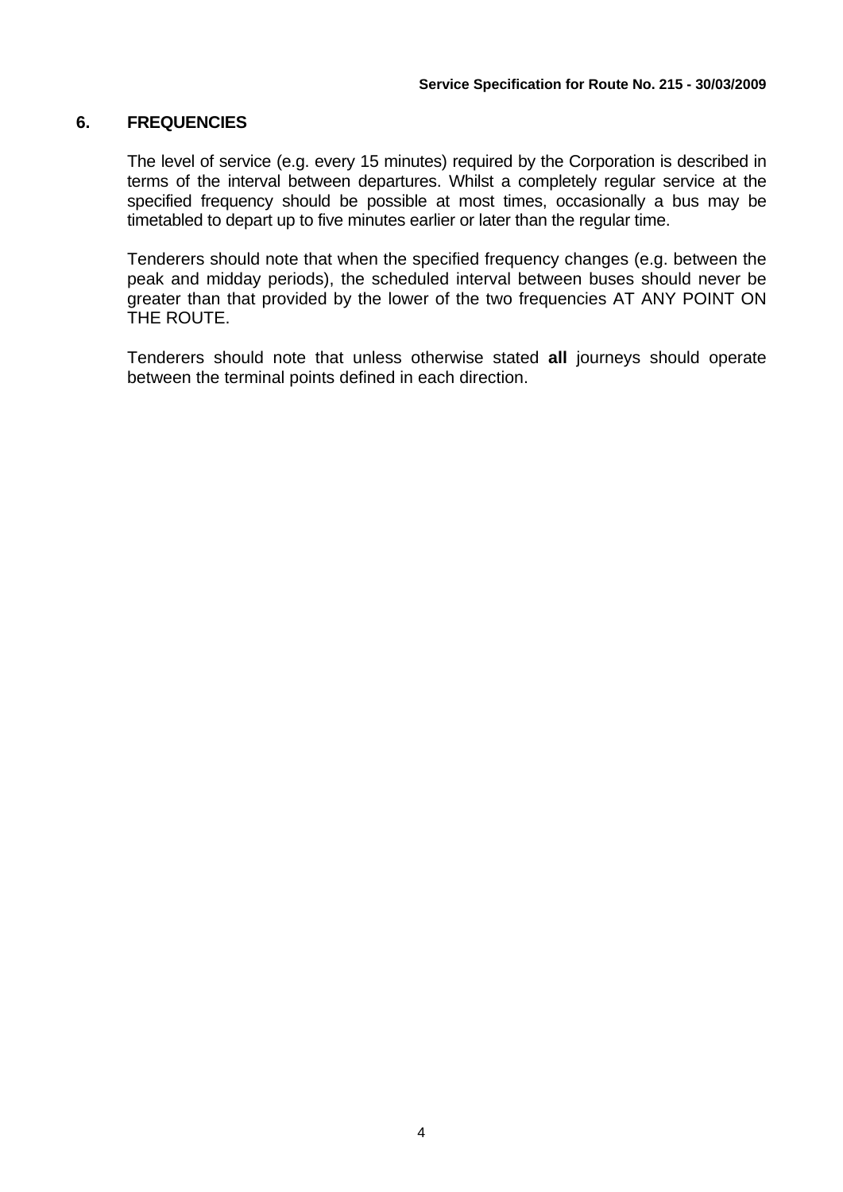## 6. FREQUENCIES

The level of service (e.g. every 15 minutes) required by the Corporation is described in terms of the interval between departures. Whilst a completely regular service at the specified frequency should be possible at most times, occasionally a bus may be timetabled to depart up to five minutes earlier or later than the regular time.

Tenderers should note that when the specified frequency changes (e.g. between the peak and midday periods), the scheduled interval between buses should never be greater than that provided by the lower of the two frequencies AT ANY POINT ON THE ROUTE.

Tenderers should note that unless otherwise stated **all** journeys should operate between the terminal points defined in each direction.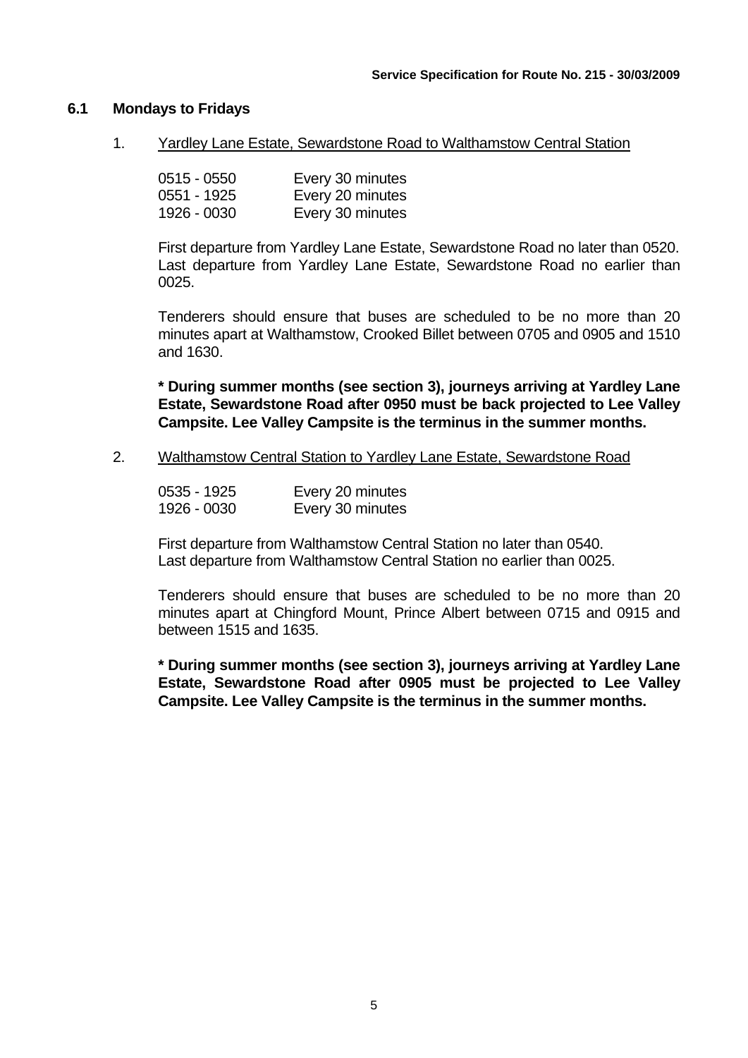## 6.1 Mondays to Fridays

1. Yardley Lane Estate, Sewardstone Road to Walthamstow Central Station

| | |
|---|---|
| 0515 - 0550 | Every 30 minutes |
| 0551 - 1925 | Every 20 minutes |
| 1926 - 0030 | Every 30 minutes |

First departure from Yardley Lane Estate, Sewardstone Road no later than 0520. Last departure from Yardley Lane Estate, Sewardstone Road no earlier than 0025.

Tenderers should ensure that buses are scheduled to be no more than 20 minutes apart at Walthamstow, Crooked Billet between 0705 and 0905 and 1510 and 1630.

**\* During summer months (see section 3), journeys arriving at Yardley Lane Estate, Sewardstone Road after 0950 must be back projected to Lee Valley Campsite. Lee Valley Campsite is the terminus in the summer months.**

2. Walthamstow Central Station to Yardley Lane Estate, Sewardstone Road

| | |
|---|---|
| 0535 - 1925 | Every 20 minutes |
| 1926 - 0030 | Every 30 minutes |

First departure from Walthamstow Central Station no later than 0540.
Last departure from Walthamstow Central Station no earlier than 0025.

Tenderers should ensure that buses are scheduled to be no more than 20 minutes apart at Chingford Mount, Prince Albert between 0715 and 0915 and between 1515 and 1635.

**\* During summer months (see section 3), journeys arriving at Yardley Lane Estate, Sewardstone Road after 0905 must be projected to Lee Valley Campsite. Lee Valley Campsite is the terminus in the summer months.**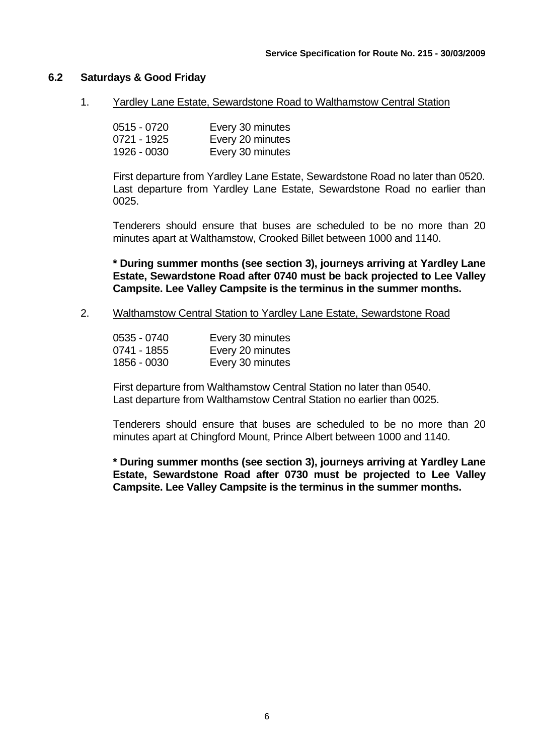## 6.2 Saturdays & Good Friday

1. Yardley Lane Estate, Sewardstone Road to Walthamstow Central Station

| | |
|---|---|
| 0515 - 0720 | Every 30 minutes |
| 0721 - 1925 | Every 20 minutes |
| 1926 - 0030 | Every 30 minutes |

First departure from Yardley Lane Estate, Sewardstone Road no later than 0520. Last departure from Yardley Lane Estate, Sewardstone Road no earlier than 0025.

Tenderers should ensure that buses are scheduled to be no more than 20 minutes apart at Walthamstow, Crooked Billet between 1000 and 1140.

**\* During summer months (see section 3), journeys arriving at Yardley Lane Estate, Sewardstone Road after 0740 must be back projected to Lee Valley Campsite. Lee Valley Campsite is the terminus in the summer months.**

2. Walthamstow Central Station to Yardley Lane Estate, Sewardstone Road

| | |
|---|---|
| 0535 - 0740 | Every 30 minutes |
| 0741 - 1855 | Every 20 minutes |
| 1856 - 0030 | Every 30 minutes |

First departure from Walthamstow Central Station no later than 0540.
Last departure from Walthamstow Central Station no earlier than 0025.

Tenderers should ensure that buses are scheduled to be no more than 20 minutes apart at Chingford Mount, Prince Albert between 1000 and 1140.

**\* During summer months (see section 3), journeys arriving at Yardley Lane Estate, Sewardstone Road after 0730 must be projected to Lee Valley Campsite. Lee Valley Campsite is the terminus in the summer months.**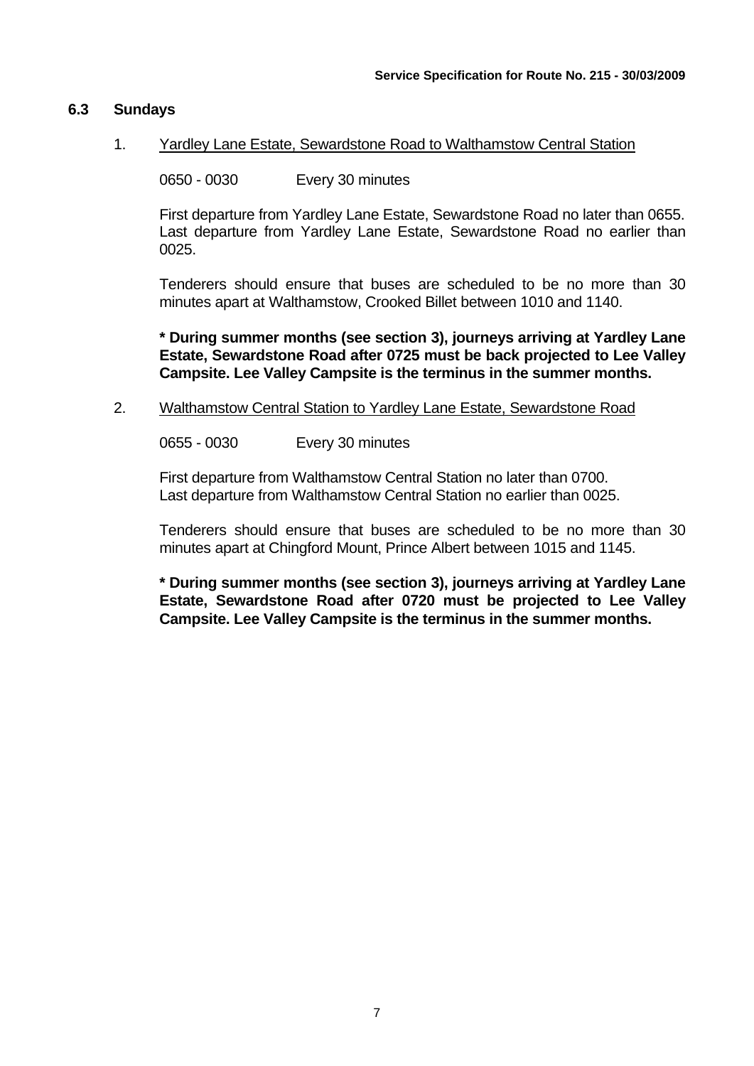### 6.3 Sundays

1. Yardley Lane Estate, Sewardstone Road to Walthamstow Central Station

   0650 - 0030 Every 30 minutes

   First departure from Yardley Lane Estate, Sewardstone Road no later than 0655. Last departure from Yardley Lane Estate, Sewardstone Road no earlier than 0025.

   Tenderers should ensure that buses are scheduled to be no more than 30 minutes apart at Walthamstow, Crooked Billet between 1010 and 1140.

   **\* During summer months (see section 3), journeys arriving at Yardley Lane Estate, Sewardstone Road after 0725 must be back projected to Lee Valley Campsite. Lee Valley Campsite is the terminus in the summer months.**

2. Walthamstow Central Station to Yardley Lane Estate, Sewardstone Road

   0655 - 0030 Every 30 minutes

   First departure from Walthamstow Central Station no later than 0700.
   Last departure from Walthamstow Central Station no earlier than 0025.

   Tenderers should ensure that buses are scheduled to be no more than 30 minutes apart at Chingford Mount, Prince Albert between 1015 and 1145.

   **\* During summer months (see section 3), journeys arriving at Yardley Lane Estate, Sewardstone Road after 0720 must be projected to Lee Valley Campsite. Lee Valley Campsite is the terminus in the summer months.**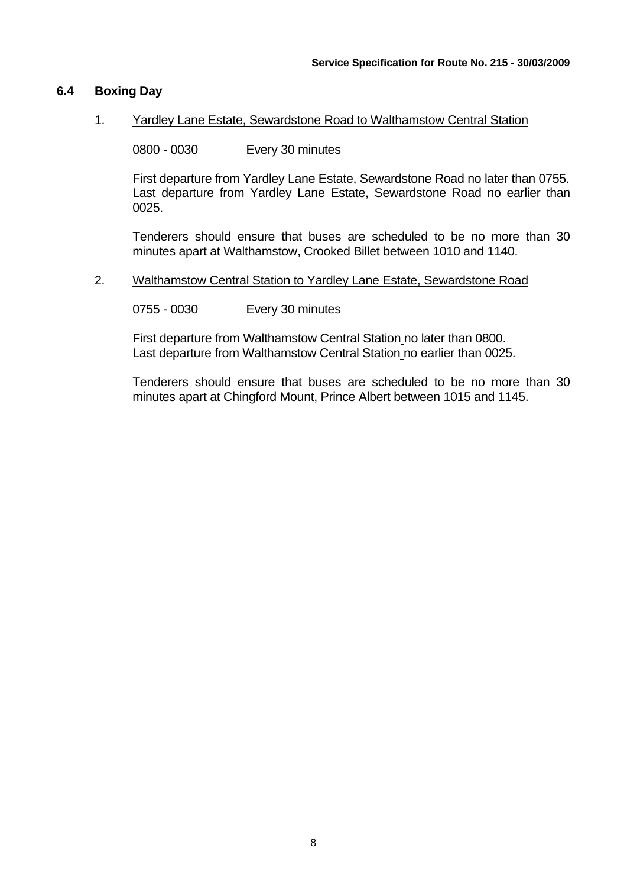## 6.4 Boxing Day

1. Yardley Lane Estate, Sewardstone Road to Walthamstow Central Station

   0800 - 0030 Every 30 minutes

   First departure from Yardley Lane Estate, Sewardstone Road no later than 0755. Last departure from Yardley Lane Estate, Sewardstone Road no earlier than 0025.

   Tenderers should ensure that buses are scheduled to be no more than 30 minutes apart at Walthamstow, Crooked Billet between 1010 and 1140.

2. Walthamstow Central Station to Yardley Lane Estate, Sewardstone Road

   0755 - 0030 Every 30 minutes

   First departure from Walthamstow Central Station no later than 0800.
   Last departure from Walthamstow Central Station no earlier than 0025.

   Tenderers should ensure that buses are scheduled to be no more than 30 minutes apart at Chingford Mount, Prince Albert between 1015 and 1145.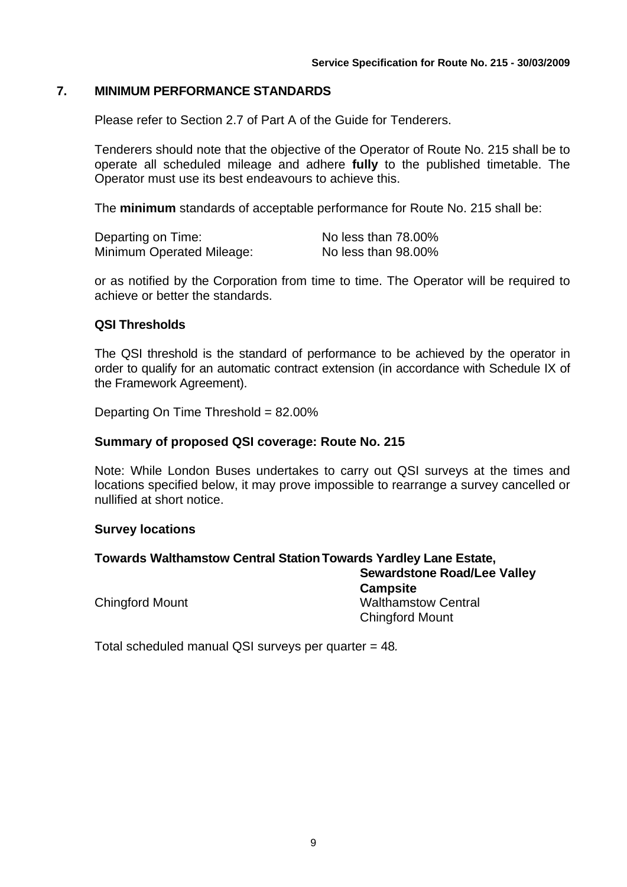## 7. MINIMUM PERFORMANCE STANDARDS

Please refer to Section 2.7 of Part A of the Guide for Tenderers.

Tenderers should note that the objective of the Operator of Route No. 215 shall be to operate all scheduled mileage and adhere **fully** to the published timetable. The Operator must use its best endeavours to achieve this.

The **minimum** standards of acceptable performance for Route No. 215 shall be:

| | |
|---|---|
| Departing on Time: | No less than 78.00% |
| Minimum Operated Mileage: | No less than 98.00% |

or as notified by the Corporation from time to time. The Operator will be required to achieve or better the standards.

### QSI Thresholds

The QSI threshold is the standard of performance to be achieved by the operator in order to qualify for an automatic contract extension (in accordance with Schedule IX of the Framework Agreement).

Departing On Time Threshold = 82.00%

### Summary of proposed QSI coverage: Route No. 215

Note: While London Buses undertakes to carry out QSI surveys at the times and locations specified below, it may prove impossible to rearrange a survey cancelled or nullified at short notice.

### Survey locations

| **Towards Walthamstow Central Station** | **Towards Yardley Lane Estate, Sewardstone Road/Lee Valley Campsite** |
|---|---|
| Chingford Mount | Walthamstow Central |
| | Chingford Mount |

Total scheduled manual QSI surveys per quarter = 48.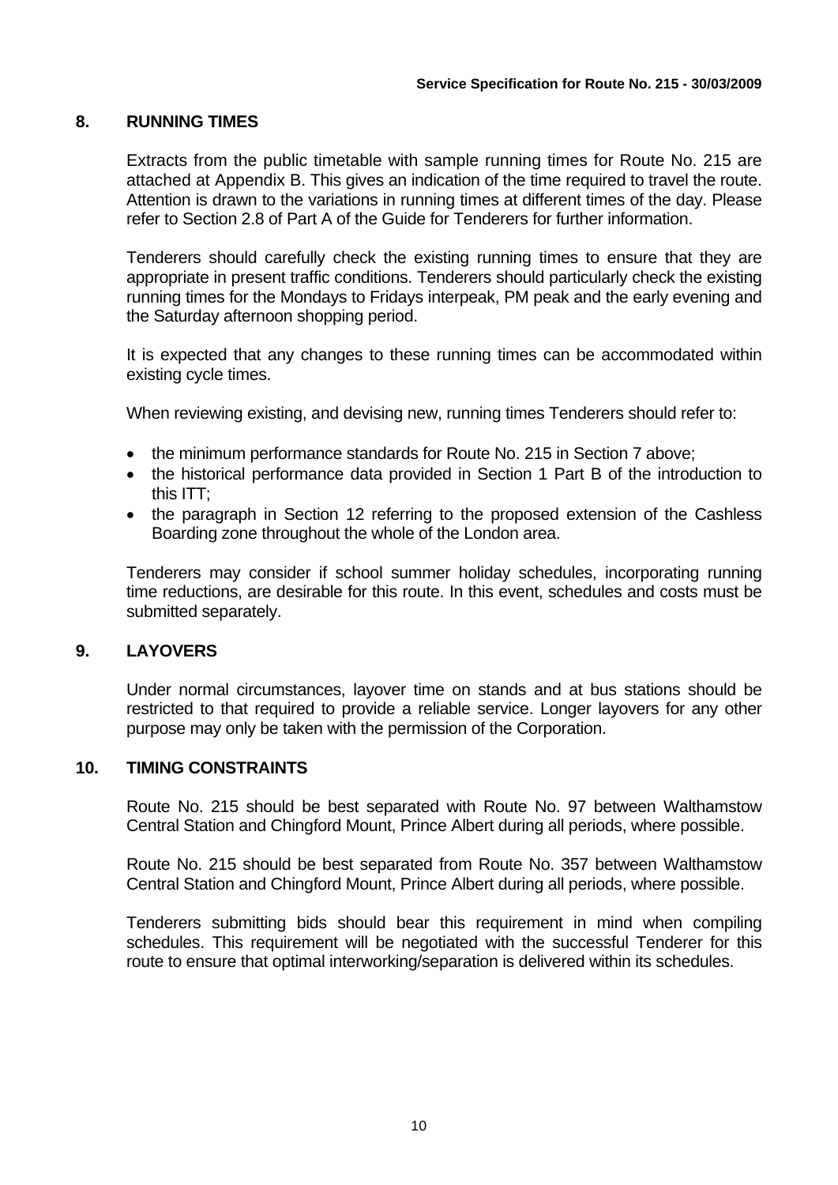## 8. RUNNING TIMES

Extracts from the public timetable with sample running times for Route No. 215 are attached at Appendix B. This gives an indication of the time required to travel the route. Attention is drawn to the variations in running times at different times of the day. Please refer to Section 2.8 of Part A of the Guide for Tenderers for further information.

Tenderers should carefully check the existing running times to ensure that they are appropriate in present traffic conditions. Tenderers should particularly check the existing running times for the Mondays to Fridays interpeak, PM peak and the early evening and the Saturday afternoon shopping period.

It is expected that any changes to these running times can be accommodated within existing cycle times.

When reviewing existing, and devising new, running times Tenderers should refer to:

- the minimum performance standards for Route No. 215 in Section 7 above;
- the historical performance data provided in Section 1 Part B of the introduction to this ITT;
- the paragraph in Section 12 referring to the proposed extension of the Cashless Boarding zone throughout the whole of the London area.

Tenderers may consider if school summer holiday schedules, incorporating running time reductions, are desirable for this route. In this event, schedules and costs must be submitted separately.

## 9. LAYOVERS

Under normal circumstances, layover time on stands and at bus stations should be restricted to that required to provide a reliable service. Longer layovers for any other purpose may only be taken with the permission of the Corporation.

## 10. TIMING CONSTRAINTS

Route No. 215 should be best separated with Route No. 97 between Walthamstow Central Station and Chingford Mount, Prince Albert during all periods, where possible.

Route No. 215 should be best separated from Route No. 357 between Walthamstow Central Station and Chingford Mount, Prince Albert during all periods, where possible.

Tenderers submitting bids should bear this requirement in mind when compiling schedules. This requirement will be negotiated with the successful Tenderer for this route to ensure that optimal interworking/separation is delivered within its schedules.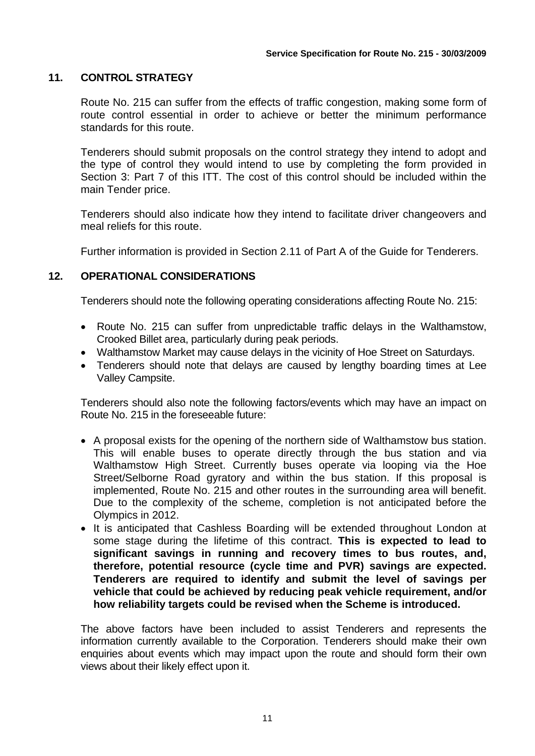## 11. CONTROL STRATEGY

Route No. 215 can suffer from the effects of traffic congestion, making some form of route control essential in order to achieve or better the minimum performance standards for this route.

Tenderers should submit proposals on the control strategy they intend to adopt and the type of control they would intend to use by completing the form provided in Section 3: Part 7 of this ITT. The cost of this control should be included within the main Tender price.

Tenderers should also indicate how they intend to facilitate driver changeovers and meal reliefs for this route.

Further information is provided in Section 2.11 of Part A of the Guide for Tenderers.

## 12. OPERATIONAL CONSIDERATIONS

Tenderers should note the following operating considerations affecting Route No. 215:

- Route No. 215 can suffer from unpredictable traffic delays in the Walthamstow, Crooked Billet area, particularly during peak periods.
- Walthamstow Market may cause delays in the vicinity of Hoe Street on Saturdays.
- Tenderers should note that delays are caused by lengthy boarding times at Lee Valley Campsite.

Tenderers should also note the following factors/events which may have an impact on Route No. 215 in the foreseeable future:

- A proposal exists for the opening of the northern side of Walthamstow bus station. This will enable buses to operate directly through the bus station and via Walthamstow High Street. Currently buses operate via looping via the Hoe Street/Selborne Road gyratory and within the bus station. If this proposal is implemented, Route No. 215 and other routes in the surrounding area will benefit. Due to the complexity of the scheme, completion is not anticipated before the Olympics in 2012.
- It is anticipated that Cashless Boarding will be extended throughout London at some stage during the lifetime of this contract. **This is expected to lead to significant savings in running and recovery times to bus routes, and, therefore, potential resource (cycle time and PVR) savings are expected. Tenderers are required to identify and submit the level of savings per vehicle that could be achieved by reducing peak vehicle requirement, and/or how reliability targets could be revised when the Scheme is introduced.**

The above factors have been included to assist Tenderers and represents the information currently available to the Corporation. Tenderers should make their own enquiries about events which may impact upon the route and should form their own views about their likely effect upon it.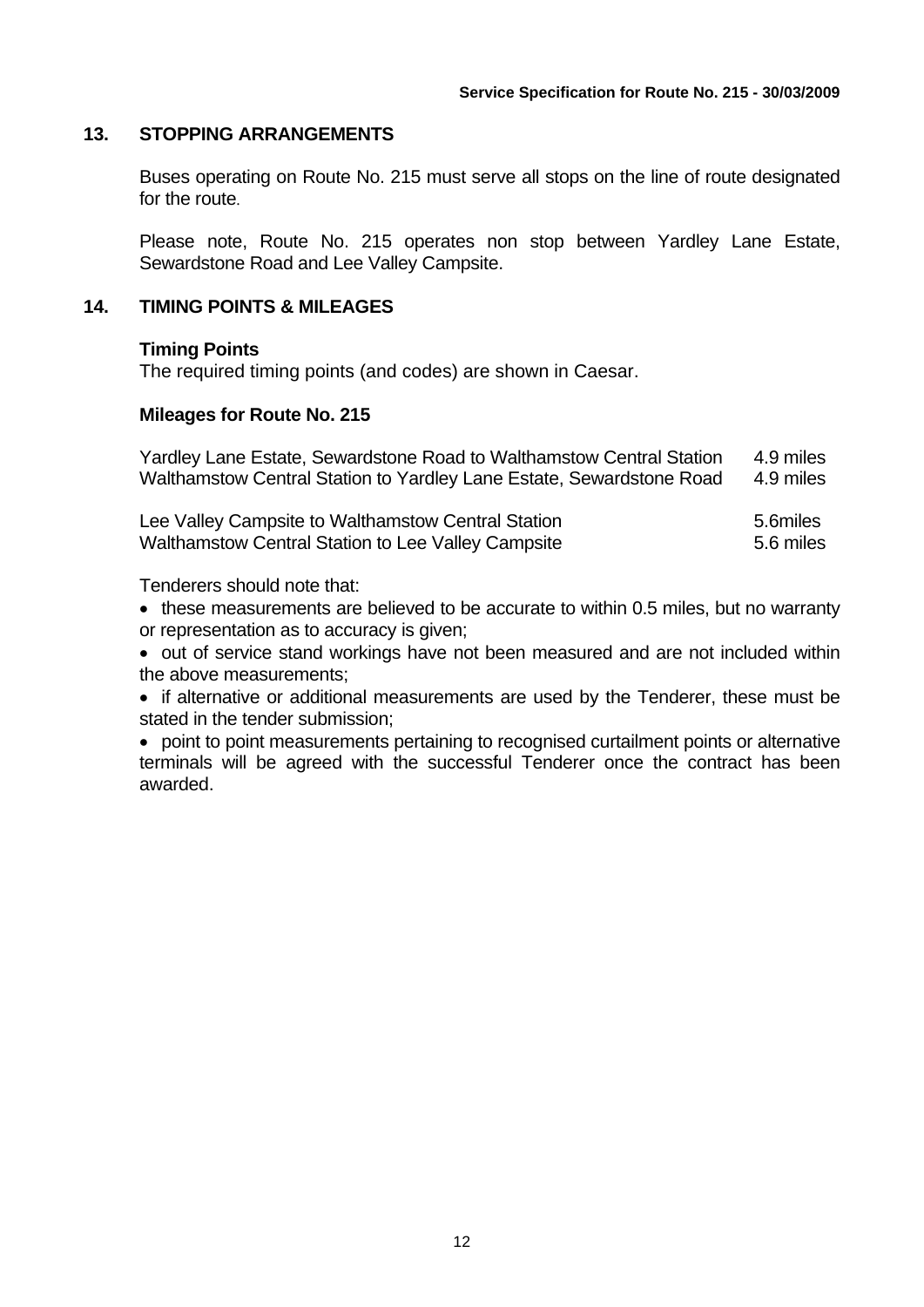## 13. STOPPING ARRANGEMENTS

Buses operating on Route No. 215 must serve all stops on the line of route designated for the route.

Please note, Route No. 215 operates non stop between Yardley Lane Estate, Sewardstone Road and Lee Valley Campsite.

## 14. TIMING POINTS & MILEAGES

**Timing Points**

The required timing points (and codes) are shown in Caesar.

**Mileages for Route No. 215**

| | |
|---|---|
| Yardley Lane Estate, Sewardstone Road to Walthamstow Central Station | 4.9 miles |
| Walthamstow Central Station to Yardley Lane Estate, Sewardstone Road | 4.9 miles |
| Lee Valley Campsite to Walthamstow Central Station | 5.6miles |
| Walthamstow Central Station to Lee Valley Campsite | 5.6 miles |

Tenderers should note that:

- these measurements are believed to be accurate to within 0.5 miles, but no warranty or representation as to accuracy is given;
- out of service stand workings have not been measured and are not included within the above measurements;
- if alternative or additional measurements are used by the Tenderer, these must be stated in the tender submission;
- point to point measurements pertaining to recognised curtailment points or alternative terminals will be agreed with the successful Tenderer once the contract has been awarded.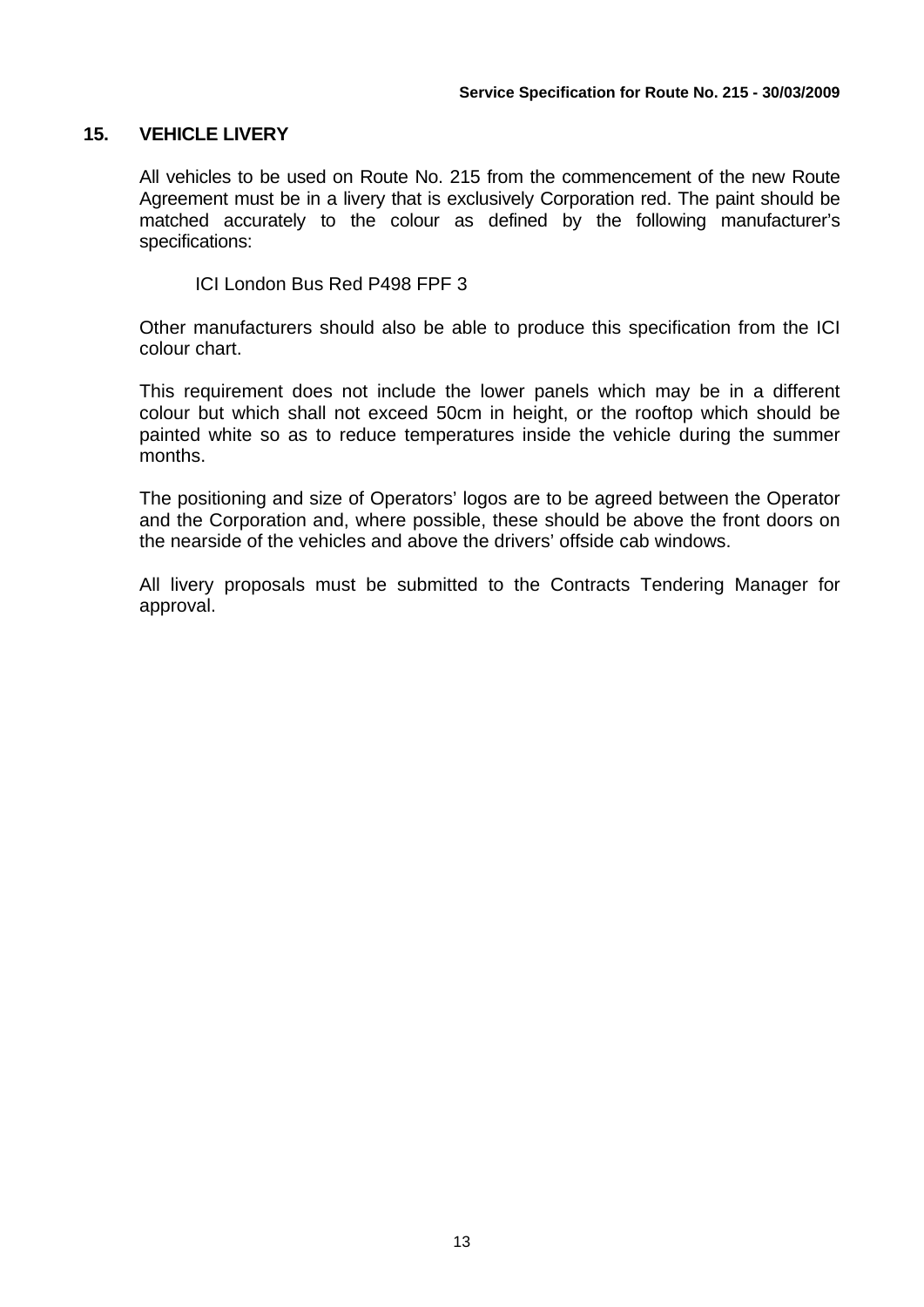## 15. VEHICLE LIVERY

All vehicles to be used on Route No. 215 from the commencement of the new Route Agreement must be in a livery that is exclusively Corporation red. The paint should be matched accurately to the colour as defined by the following manufacturer's specifications:

ICI London Bus Red P498 FPF 3

Other manufacturers should also be able to produce this specification from the ICI colour chart.

This requirement does not include the lower panels which may be in a different colour but which shall not exceed 50cm in height, or the rooftop which should be painted white so as to reduce temperatures inside the vehicle during the summer months.

The positioning and size of Operators' logos are to be agreed between the Operator and the Corporation and, where possible, these should be above the front doors on the nearside of the vehicles and above the drivers' offside cab windows.

All livery proposals must be submitted to the Contracts Tendering Manager for approval.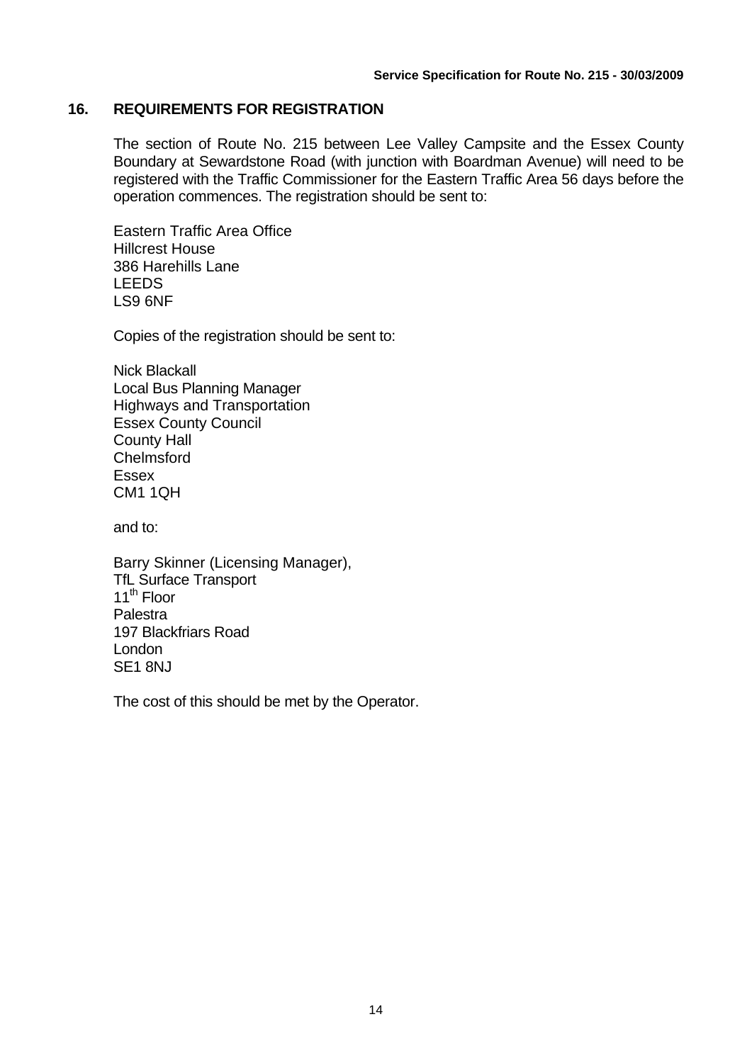## 16. REQUIREMENTS FOR REGISTRATION

The section of Route No. 215 between Lee Valley Campsite and the Essex County Boundary at Sewardstone Road (with junction with Boardman Avenue) will need to be registered with the Traffic Commissioner for the Eastern Traffic Area 56 days before the operation commences. The registration should be sent to:

Eastern Traffic Area Office
Hillcrest House
386 Harehills Lane
LEEDS
LS9 6NF

Copies of the registration should be sent to:

Nick Blackall
Local Bus Planning Manager
Highways and Transportation
Essex County Council
County Hall
Chelmsford
Essex
CM1 1QH

and to:

Barry Skinner (Licensing Manager),
TfL Surface Transport
11th Floor
Palestra
197 Blackfriars Road
London
SE1 8NJ

The cost of this should be met by the Operator.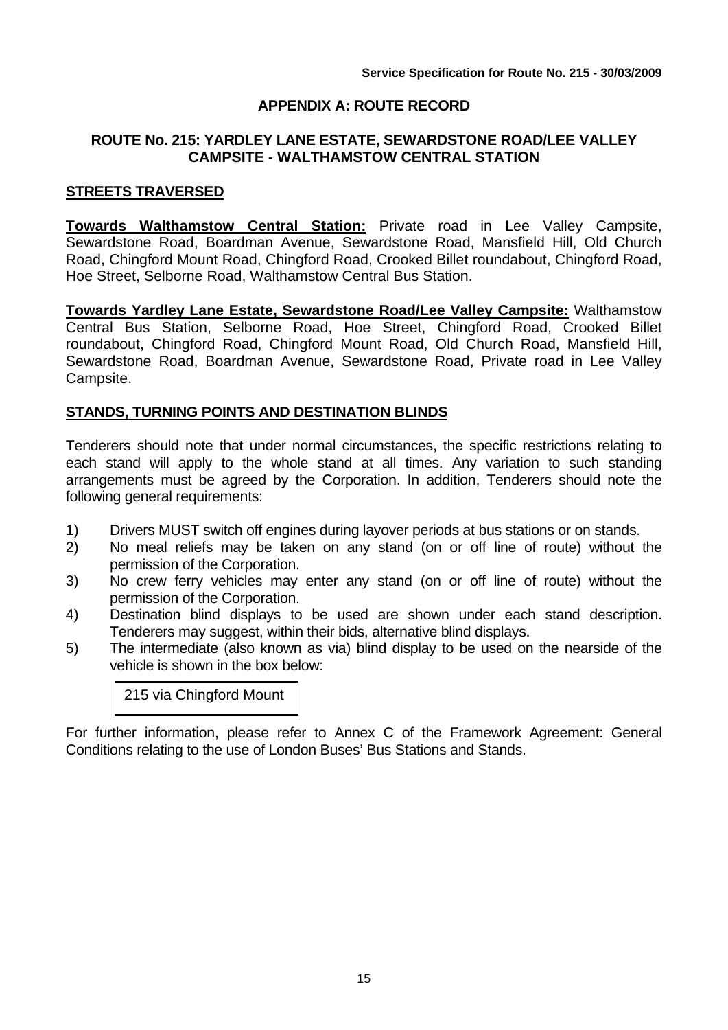## APPENDIX A: ROUTE RECORD

### ROUTE No. 215: YARDLEY LANE ESTATE, SEWARDSTONE ROAD/LEE VALLEY CAMPSITE - WALTHAMSTOW CENTRAL STATION

### STREETS TRAVERSED

**Towards Walthamstow Central Station:** Private road in Lee Valley Campsite, Sewardstone Road, Boardman Avenue, Sewardstone Road, Mansfield Hill, Old Church Road, Chingford Mount Road, Chingford Road, Crooked Billet roundabout, Chingford Road, Hoe Street, Selborne Road, Walthamstow Central Bus Station.

**Towards Yardley Lane Estate, Sewardstone Road/Lee Valley Campsite:** Walthamstow Central Bus Station, Selborne Road, Hoe Street, Chingford Road, Crooked Billet roundabout, Chingford Road, Chingford Mount Road, Old Church Road, Mansfield Hill, Sewardstone Road, Boardman Avenue, Sewardstone Road, Private road in Lee Valley Campsite.

### STANDS, TURNING POINTS AND DESTINATION BLINDS

Tenderers should note that under normal circumstances, the specific restrictions relating to each stand will apply to the whole stand at all times. Any variation to such standing arrangements must be agreed by the Corporation. In addition, Tenderers should note the following general requirements:

1) Drivers MUST switch off engines during layover periods at bus stations or on stands.
2) No meal reliefs may be taken on any stand (on or off line of route) without the permission of the Corporation.
3) No crew ferry vehicles may enter any stand (on or off line of route) without the permission of the Corporation.
4) Destination blind displays to be used are shown under each stand description. Tenderers may suggest, within their bids, alternative blind displays.
5) The intermediate (also known as via) blind display to be used on the nearside of the vehicle is shown in the box below:

| 215 via Chingford Mount |
|---|

For further information, please refer to Annex C of the Framework Agreement: General Conditions relating to the use of London Buses' Bus Stations and Stands.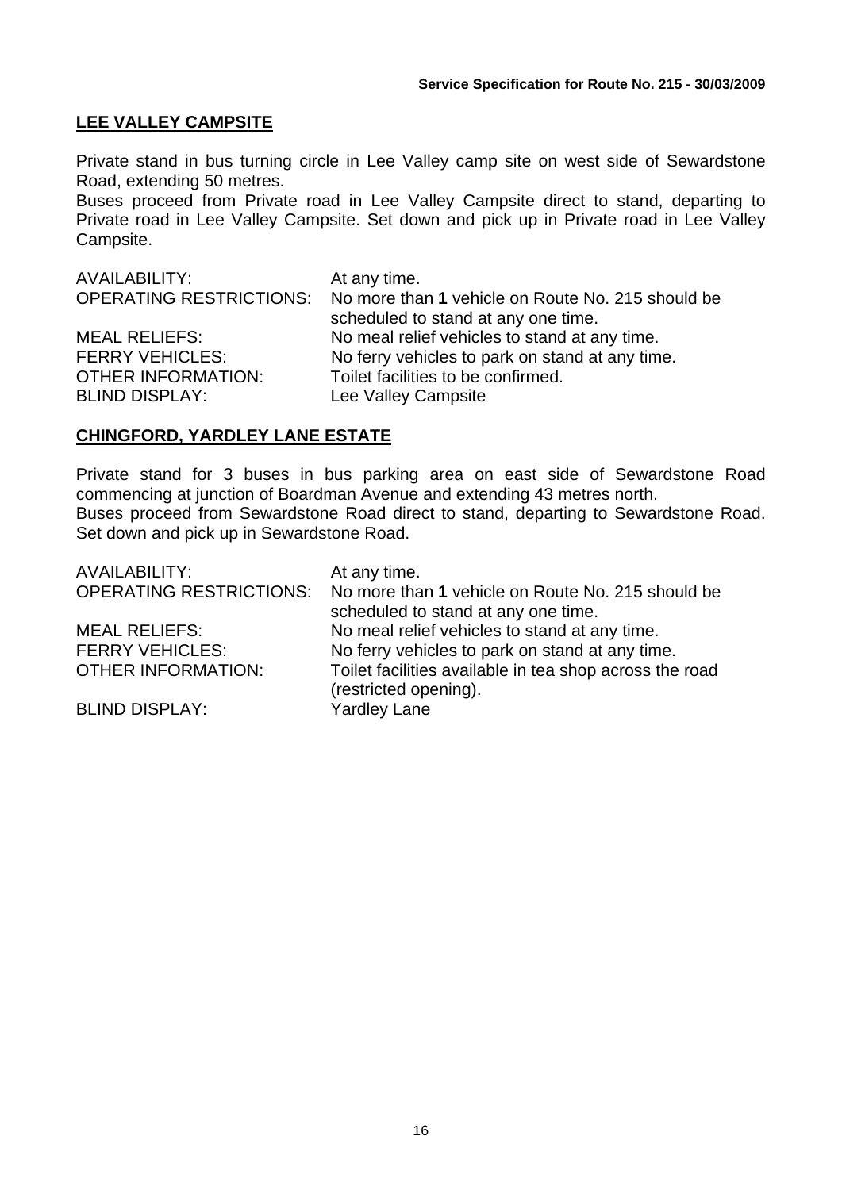## LEE VALLEY CAMPSITE

Private stand in bus turning circle in Lee Valley camp site on west side of Sewardstone Road, extending 50 metres.
Buses proceed from Private road in Lee Valley Campsite direct to stand, departing to Private road in Lee Valley Campsite. Set down and pick up in Private road in Lee Valley Campsite.

| | |
|---|---|
| AVAILABILITY: | At any time. |
| OPERATING RESTRICTIONS: | No more than **1** vehicle on Route No. 215 should be scheduled to stand at any one time. |
| MEAL RELIEFS: | No meal relief vehicles to stand at any time. |
| FERRY VEHICLES: | No ferry vehicles to park on stand at any time. |
| OTHER INFORMATION: | Toilet facilities to be confirmed. |
| BLIND DISPLAY: | Lee Valley Campsite |

## CHINGFORD, YARDLEY LANE ESTATE

Private stand for 3 buses in bus parking area on east side of Sewardstone Road commencing at junction of Boardman Avenue and extending 43 metres north.
Buses proceed from Sewardstone Road direct to stand, departing to Sewardstone Road. Set down and pick up in Sewardstone Road.

| | |
|---|---|
| AVAILABILITY: | At any time. |
| OPERATING RESTRICTIONS: | No more than **1** vehicle on Route No. 215 should be scheduled to stand at any one time. |
| MEAL RELIEFS: | No meal relief vehicles to stand at any time. |
| FERRY VEHICLES: | No ferry vehicles to park on stand at any time. |
| OTHER INFORMATION: | Toilet facilities available in tea shop across the road (restricted opening). |
| BLIND DISPLAY: | Yardley Lane |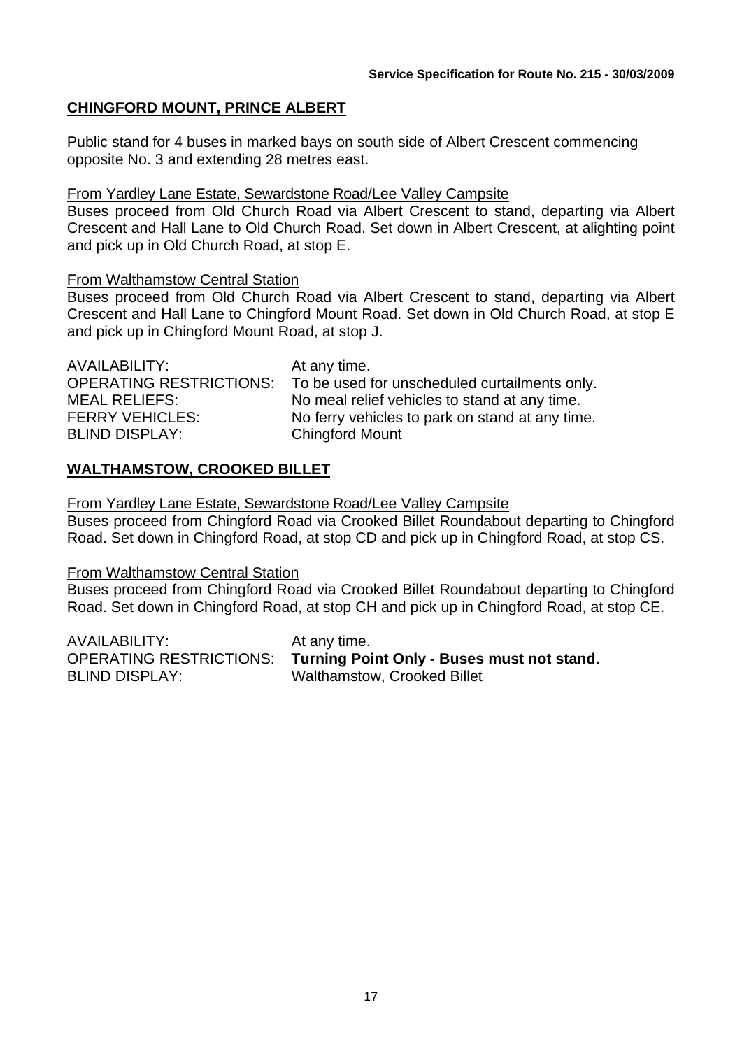## CHINGFORD MOUNT, PRINCE ALBERT

Public stand for 4 buses in marked bays on south side of Albert Crescent commencing opposite No. 3 and extending 28 metres east.

From Yardley Lane Estate, Sewardstone Road/Lee Valley Campsite

Buses proceed from Old Church Road via Albert Crescent to stand, departing via Albert Crescent and Hall Lane to Old Church Road. Set down in Albert Crescent, at alighting point and pick up in Old Church Road, at stop E.

From Walthamstow Central Station

Buses proceed from Old Church Road via Albert Crescent to stand, departing via Albert Crescent and Hall Lane to Chingford Mount Road. Set down in Old Church Road, at stop E and pick up in Chingford Mount Road, at stop J.

| | |
|---|---|
| AVAILABILITY: | At any time. |
| OPERATING RESTRICTIONS: | To be used for unscheduled curtailments only. |
| MEAL RELIEFS: | No meal relief vehicles to stand at any time. |
| FERRY VEHICLES: | No ferry vehicles to park on stand at any time. |
| BLIND DISPLAY: | Chingford Mount |

## WALTHAMSTOW, CROOKED BILLET

From Yardley Lane Estate, Sewardstone Road/Lee Valley Campsite

Buses proceed from Chingford Road via Crooked Billet Roundabout departing to Chingford Road. Set down in Chingford Road, at stop CD and pick up in Chingford Road, at stop CS.

From Walthamstow Central Station

Buses proceed from Chingford Road via Crooked Billet Roundabout departing to Chingford Road. Set down in Chingford Road, at stop CH and pick up in Chingford Road, at stop CE.

| | |
|---|---|
| AVAILABILITY: | At any time. |
| OPERATING RESTRICTIONS: | **Turning Point Only - Buses must not stand.** |
| BLIND DISPLAY: | Walthamstow, Crooked Billet |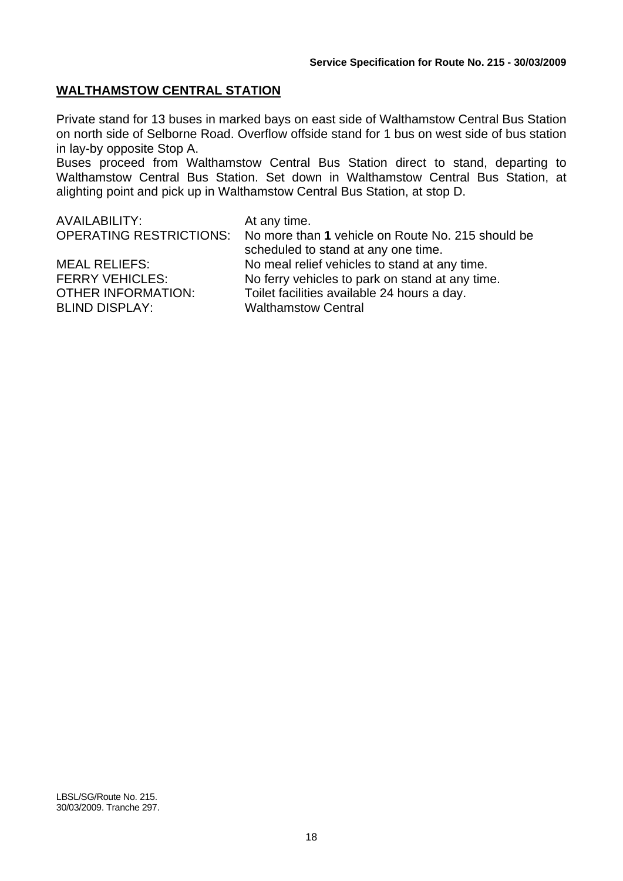## WALTHAMSTOW CENTRAL STATION

Private stand for 13 buses in marked bays on east side of Walthamstow Central Bus Station on north side of Selborne Road. Overflow offside stand for 1 bus on west side of bus station in lay-by opposite Stop A.
Buses proceed from Walthamstow Central Bus Station direct to stand, departing to Walthamstow Central Bus Station. Set down in Walthamstow Central Bus Station, at alighting point and pick up in Walthamstow Central Bus Station, at stop D.

AVAILABILITY: At any time.
OPERATING RESTRICTIONS: No more than **1** vehicle on Route No. 215 should be scheduled to stand at any one time.
MEAL RELIEFS: No meal relief vehicles to stand at any time.
FERRY VEHICLES: No ferry vehicles to park on stand at any time.
OTHER INFORMATION: Toilet facilities available 24 hours a day.
BLIND DISPLAY: Walthamstow Central

LBSL/SG/Route No. 215.
30/03/2009. Tranche 297.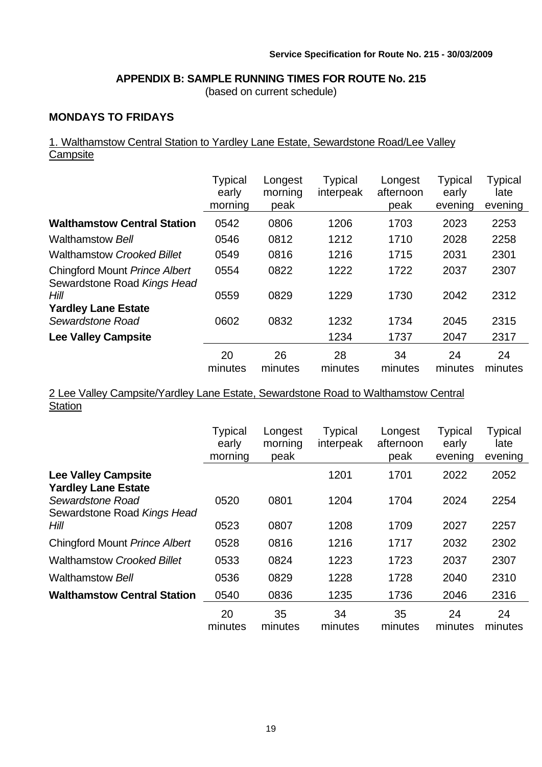## APPENDIX B: SAMPLE RUNNING TIMES FOR ROUTE No. 215

(based on current schedule)

### MONDAYS TO FRIDAYS

1. Walthamstow Central Station to Yardley Lane Estate, Sewardstone Road/Lee Valley Campsite

| | Typical early morning | Longest morning peak | Typical interpeak | Longest afternoon peak | Typical early evening | Typical late evening |
|---|---|---|---|---|---|---|
| **Walthamstow Central Station** | 0542 | 0806 | 1206 | 1703 | 2023 | 2253 |
| Walthamstow *Bell* | 0546 | 0812 | 1212 | 1710 | 2028 | 2258 |
| Walthamstow *Crooked Billet* | 0549 | 0816 | 1216 | 1715 | 2031 | 2301 |
| Chingford Mount *Prince Albert* | 0554 | 0822 | 1222 | 1722 | 2037 | 2307 |
| Sewardstone Road *Kings Head Hill* | 0559 | 0829 | 1229 | 1730 | 2042 | 2312 |
| **Yardley Lane Estate** *Sewardstone Road* | 0602 | 0832 | 1232 | 1734 | 2045 | 2315 |
| **Lee Valley Campsite** | | | 1234 | 1737 | 2047 | 2317 |
| | 20 minutes | 26 minutes | 28 minutes | 34 minutes | 24 minutes | 24 minutes |

2 Lee Valley Campsite/Yardley Lane Estate, Sewardstone Road to Walthamstow Central Station

| | Typical early morning | Longest morning peak | Typical interpeak | Longest afternoon peak | Typical early evening | Typical late evening |
|---|---|---|---|---|---|---|
| **Lee Valley Campsite** | | | 1201 | 1701 | 2022 | 2052 |
| **Yardley Lane Estate** *Sewardstone Road* | 0520 | 0801 | 1204 | 1704 | 2024 | 2254 |
| Sewardstone Road *Kings Head Hill* | 0523 | 0807 | 1208 | 1709 | 2027 | 2257 |
| Chingford Mount *Prince Albert* | 0528 | 0816 | 1216 | 1717 | 2032 | 2302 |
| Walthamstow *Crooked Billet* | 0533 | 0824 | 1223 | 1723 | 2037 | 2307 |
| Walthamstow *Bell* | 0536 | 0829 | 1228 | 1728 | 2040 | 2310 |
| **Walthamstow Central Station** | 0540 | 0836 | 1235 | 1736 | 2046 | 2316 |
| | 20 minutes | 35 minutes | 34 minutes | 35 minutes | 24 minutes | 24 minutes |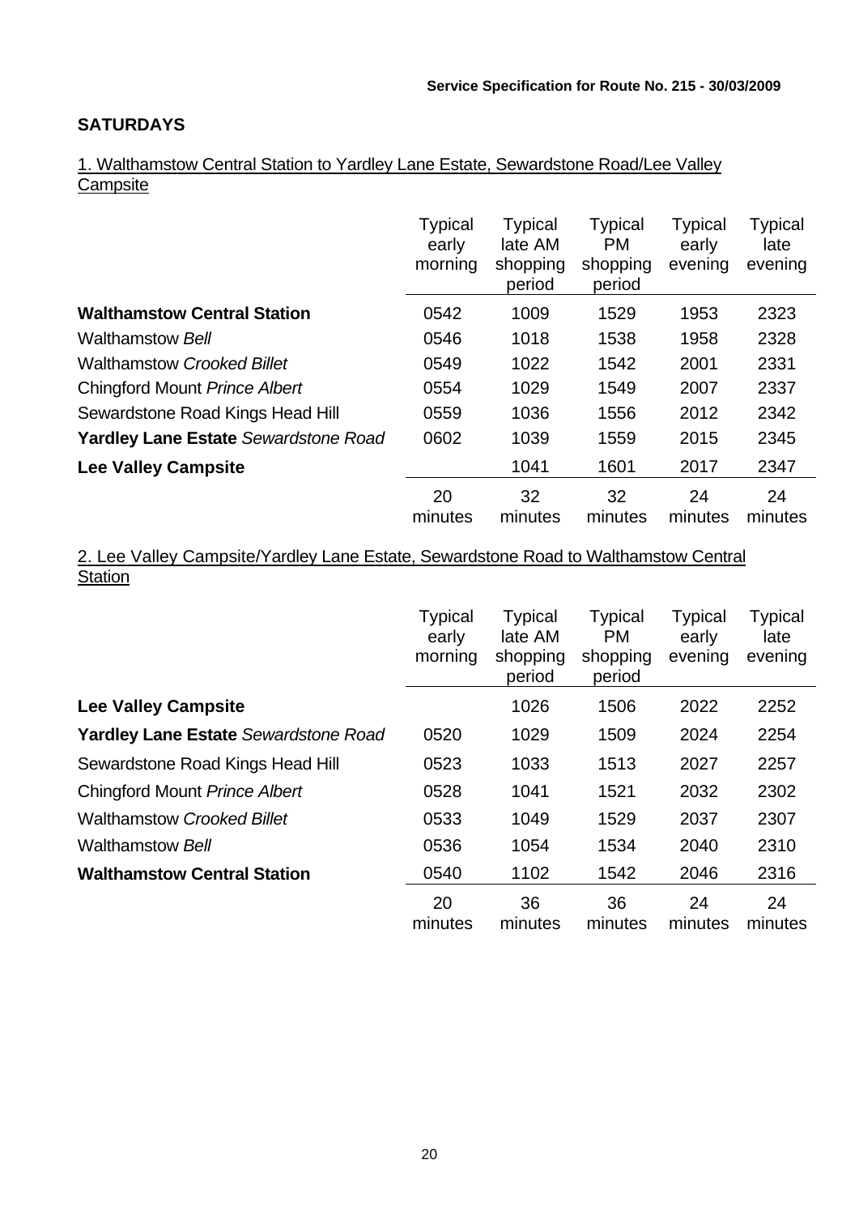**Service Specification for Route No. 215 - 30/03/2009**

## SATURDAYS

1. Walthamstow Central Station to Yardley Lane Estate, Sewardstone Road/Lee Valley Campsite

| | Typical early morning | Typical late AM shopping period | Typical PM shopping period | Typical early evening | Typical late evening |
|---|---|---|---|---|---|
| **Walthamstow Central Station** | 0542 | 1009 | 1529 | 1953 | 2323 |
| Walthamstow *Bell* | 0546 | 1018 | 1538 | 1958 | 2328 |
| Walthamstow *Crooked Billet* | 0549 | 1022 | 1542 | 2001 | 2331 |
| Chingford Mount *Prince Albert* | 0554 | 1029 | 1549 | 2007 | 2337 |
| Sewardstone Road Kings Head Hill | 0559 | 1036 | 1556 | 2012 | 2342 |
| **Yardley Lane Estate** *Sewardstone Road* | 0602 | 1039 | 1559 | 2015 | 2345 |
| **Lee Valley Campsite** | | 1041 | 1601 | 2017 | 2347 |
| | 20 minutes | 32 minutes | 32 minutes | 24 minutes | 24 minutes |

2. Lee Valley Campsite/Yardley Lane Estate, Sewardstone Road to Walthamstow Central Station

| | Typical early morning | Typical late AM shopping period | Typical PM shopping period | Typical early evening | Typical late evening |
|---|---|---|---|---|---|
| **Lee Valley Campsite** | | 1026 | 1506 | 2022 | 2252 |
| **Yardley Lane Estate** *Sewardstone Road* | 0520 | 1029 | 1509 | 2024 | 2254 |
| Sewardstone Road Kings Head Hill | 0523 | 1033 | 1513 | 2027 | 2257 |
| Chingford Mount *Prince Albert* | 0528 | 1041 | 1521 | 2032 | 2302 |
| Walthamstow *Crooked Billet* | 0533 | 1049 | 1529 | 2037 | 2307 |
| Walthamstow *Bell* | 0536 | 1054 | 1534 | 2040 | 2310 |
| **Walthamstow Central Station** | 0540 | 1102 | 1542 | 2046 | 2316 |
| | 20 minutes | 36 minutes | 36 minutes | 24 minutes | 24 minutes |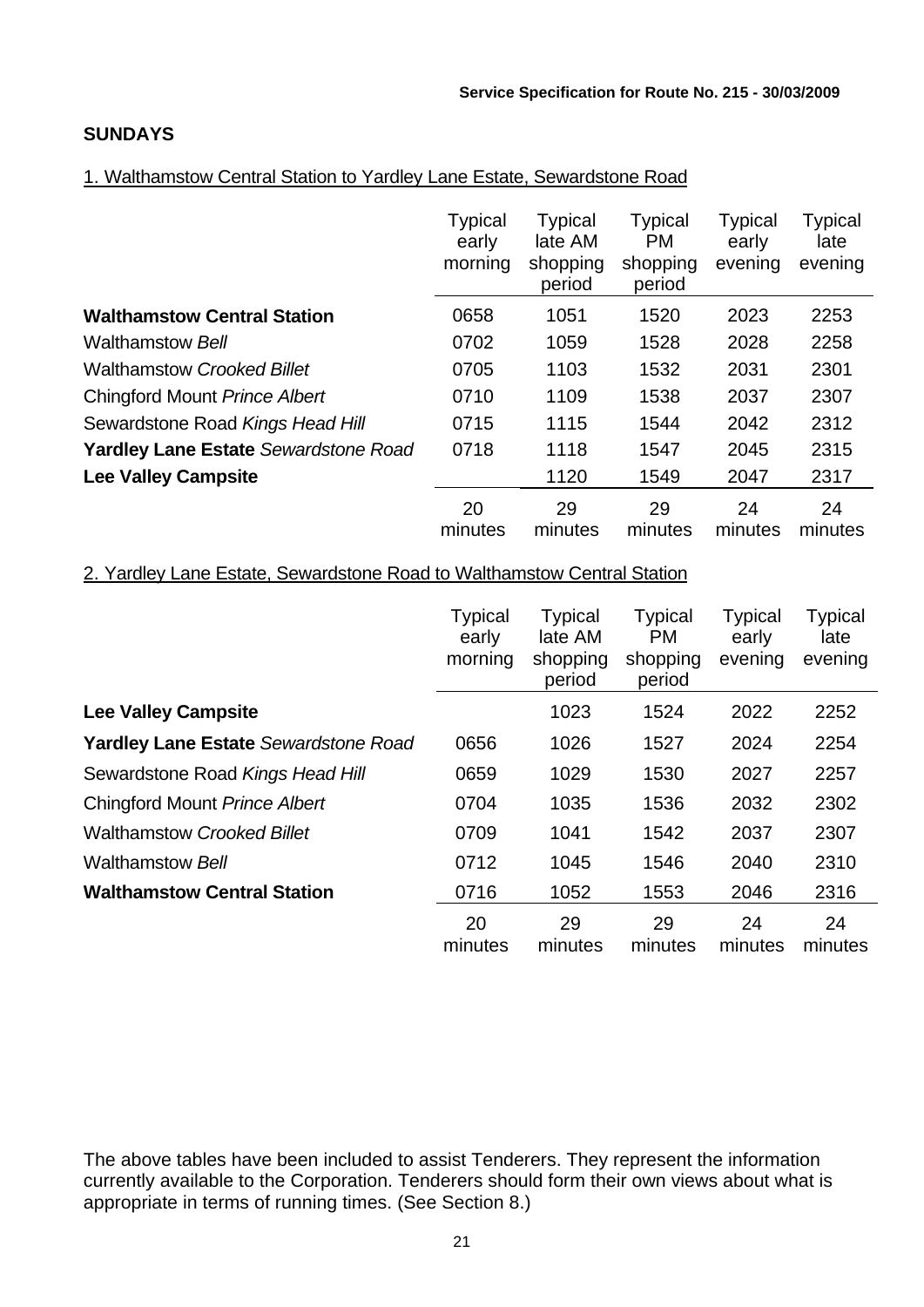**Service Specification for Route No. 215 - 30/03/2009**

**SUNDAYS**

1. Walthamstow Central Station to Yardley Lane Estate, Sewardstone Road

| | Typical early morning | Typical late AM shopping period | Typical PM shopping period | Typical early evening | Typical late evening |
|---|---|---|---|---|---|
| **Walthamstow Central Station** | 0658 | 1051 | 1520 | 2023 | 2253 |
| Walthamstow *Bell* | 0702 | 1059 | 1528 | 2028 | 2258 |
| Walthamstow *Crooked Billet* | 0705 | 1103 | 1532 | 2031 | 2301 |
| Chingford Mount *Prince Albert* | 0710 | 1109 | 1538 | 2037 | 2307 |
| Sewardstone Road *Kings Head Hill* | 0715 | 1115 | 1544 | 2042 | 2312 |
| **Yardley Lane Estate** *Sewardstone Road* | 0718 | 1118 | 1547 | 2045 | 2315 |
| **Lee Valley Campsite** | | 1120 | 1549 | 2047 | 2317 |
| | 20 minutes | 29 minutes | 29 minutes | 24 minutes | 24 minutes |

2. Yardley Lane Estate, Sewardstone Road to Walthamstow Central Station

| | Typical early morning | Typical late AM shopping period | Typical PM shopping period | Typical early evening | Typical late evening |
|---|---|---|---|---|---|
| **Lee Valley Campsite** | | 1023 | 1524 | 2022 | 2252 |
| **Yardley Lane Estate** *Sewardstone Road* | 0656 | 1026 | 1527 | 2024 | 2254 |
| Sewardstone Road *Kings Head Hill* | 0659 | 1029 | 1530 | 2027 | 2257 |
| Chingford Mount *Prince Albert* | 0704 | 1035 | 1536 | 2032 | 2302 |
| Walthamstow *Crooked Billet* | 0709 | 1041 | 1542 | 2037 | 2307 |
| Walthamstow *Bell* | 0712 | 1045 | 1546 | 2040 | 2310 |
| **Walthamstow Central Station** | 0716 | 1052 | 1553 | 2046 | 2316 |
| | 20 minutes | 29 minutes | 29 minutes | 24 minutes | 24 minutes |

The above tables have been included to assist Tenderers. They represent the information currently available to the Corporation. Tenderers should form their own views about what is appropriate in terms of running times. (See Section 8.)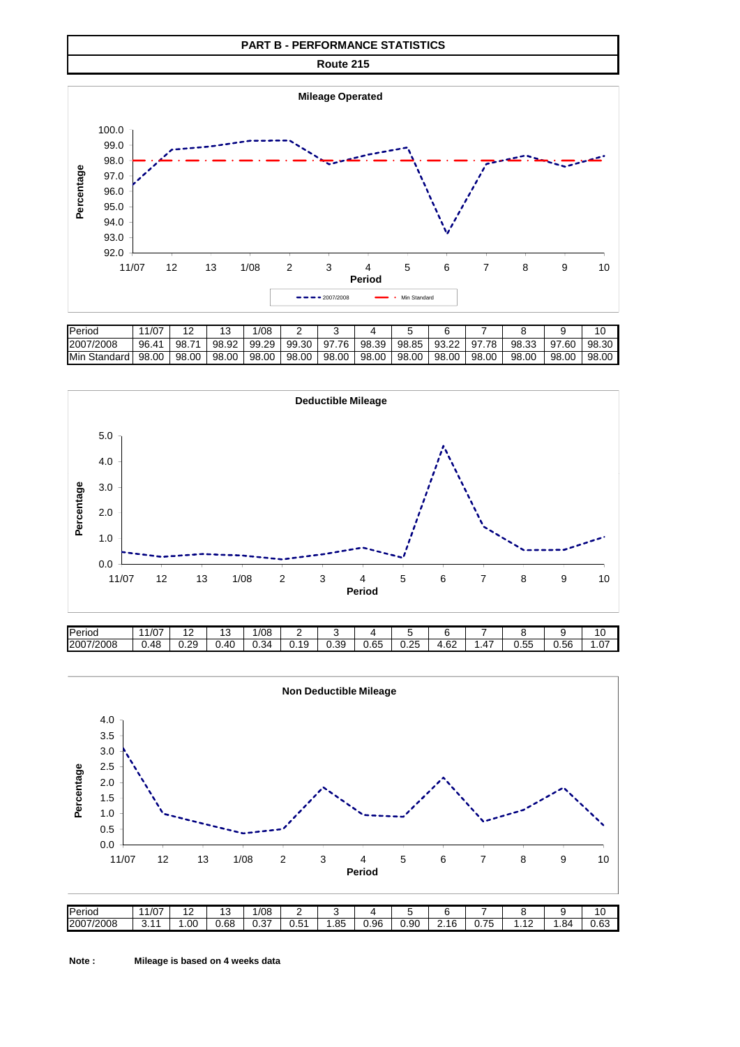# PART B - PERFORMANCE STATISTICS

## Route 215

**Mileage Operated**

| Period | 11/07 | 12 | 13 | 1/08 | 2 | 3 | 4 | 5 | 6 | 7 | 8 | 9 | 10 |
|---|---|---|---|---|---|---|---|---|---|---|---|---|---|
| 2007/2008 | 96.41 | 98.71 | 98.92 | 99.29 | 99.30 | 97.76 | 98.39 | 98.85 | 93.22 | 97.78 | 98.33 | 97.60 | 98.30 |
| Min Standard | 98.00 | 98.00 | 98.00 | 98.00 | 98.00 | 98.00 | 98.00 | 98.00 | 98.00 | 98.00 | 98.00 | 98.00 | 98.00 |

**Deductible Mileage**

| Period | 11/07 | 12 | 13 | 1/08 | 2 | 3 | 4 | 5 | 6 | 7 | 8 | 9 | 10 |
|---|---|---|---|---|---|---|---|---|---|---|---|---|---|
| 2007/2008 | 0.48 | 0.29 | 0.40 | 0.34 | 0.19 | 0.39 | 0.65 | 0.25 | 4.62 | 1.47 | 0.55 | 0.56 | 1.07 |

**Non Deductible Mileage**

| Period | 11/07 | 12 | 13 | 1/08 | 2 | 3 | 4 | 5 | 6 | 7 | 8 | 9 | 10 |
|---|---|---|---|---|---|---|---|---|---|---|---|---|---|
| 2007/2008 | 3.11 | 1.00 | 0.68 | 0.37 | 0.51 | 1.85 | 0.96 | 0.90 | 2.16 | 0.75 | 1.12 | 1.84 | 0.63 |

**Note :** **Mileage is based on 4 weeks data**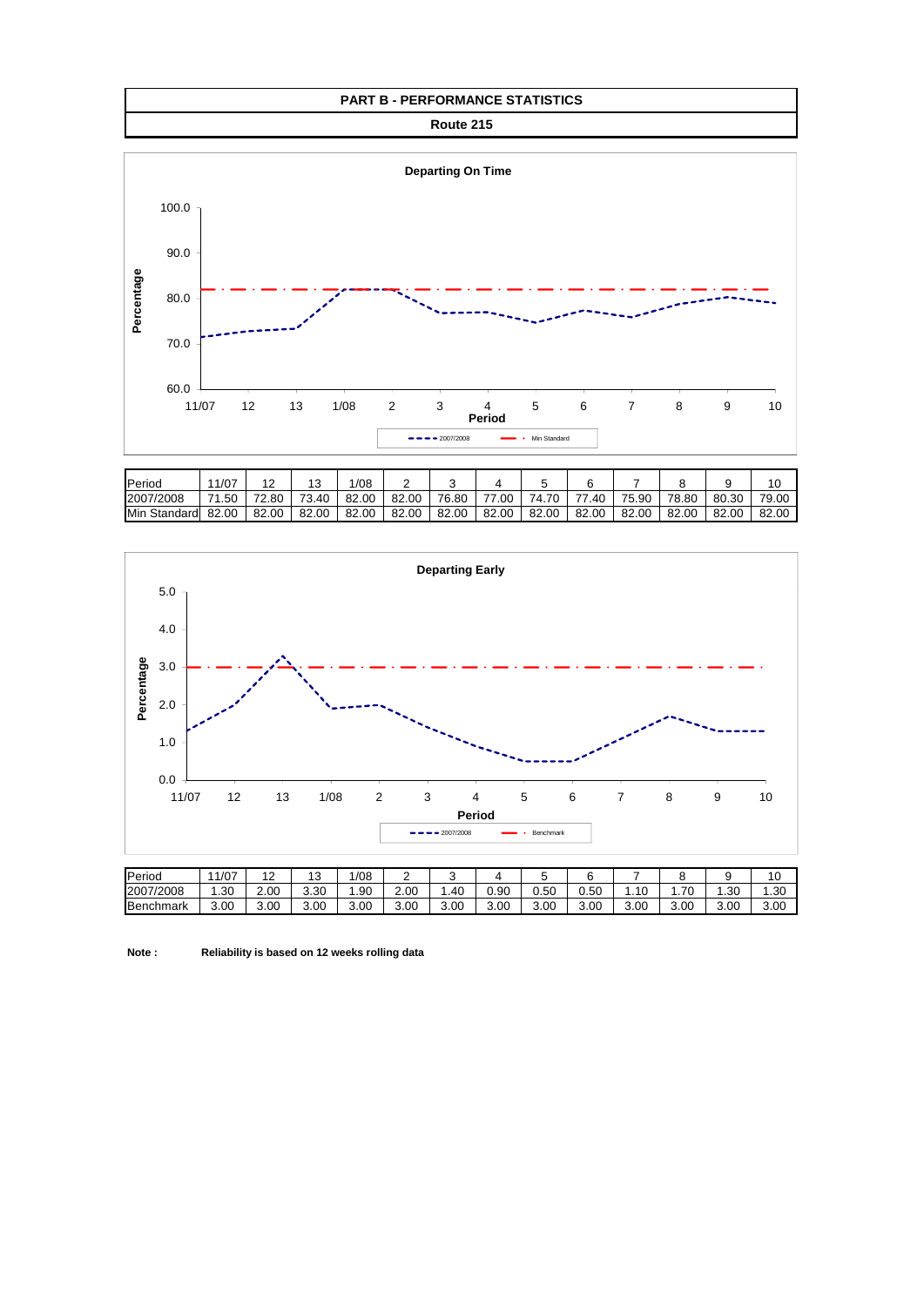## PART B - PERFORMANCE STATISTICS

### Route 215

**Departing On Time**

100.0
90.0
80.0
70.0
60.0

Percentage

11/07 12 13 1/08 2 3 4 5 6 7 8 9 10

Period

2007/2008
Min Standard

| Period | 11/07 | 12 | 13 | 1/08 | 2 | 3 | 4 | 5 | 6 | 7 | 8 | 9 | 10 |
|---|---|---|---|---|---|---|---|---|---|---|---|---|---|
| 2007/2008 | 71.50 | 72.80 | 73.40 | 82.00 | 82.00 | 76.80 | 77.00 | 74.70 | 77.40 | 75.90 | 78.80 | 80.30 | 79.00 |
| Min Standard | 82.00 | 82.00 | 82.00 | 82.00 | 82.00 | 82.00 | 82.00 | 82.00 | 82.00 | 82.00 | 82.00 | 82.00 | 82.00 |

**Departing Early**

5.0
4.0
3.0
2.0
1.0
0.0

Percentage

11/07 12 13 1/08 2 3 4 5 6 7 8 9 10

Period

2007/2008
Benchmark

| Period | 11/07 | 12 | 13 | 1/08 | 2 | 3 | 4 | 5 | 6 | 7 | 8 | 9 | 10 |
|---|---|---|---|---|---|---|---|---|---|---|---|---|---|
| 2007/2008 | 1.30 | 2.00 | 3.30 | 1.90 | 2.00 | 1.40 | 0.90 | 0.50 | 0.50 | 1.10 | 1.70 | 1.30 | 1.30 |
| Benchmark | 3.00 | 3.00 | 3.00 | 3.00 | 3.00 | 3.00 | 3.00 | 3.00 | 3.00 | 3.00 | 3.00 | 3.00 | 3.00 |

**Note :** **Reliability is based on 12 weeks rolling data**